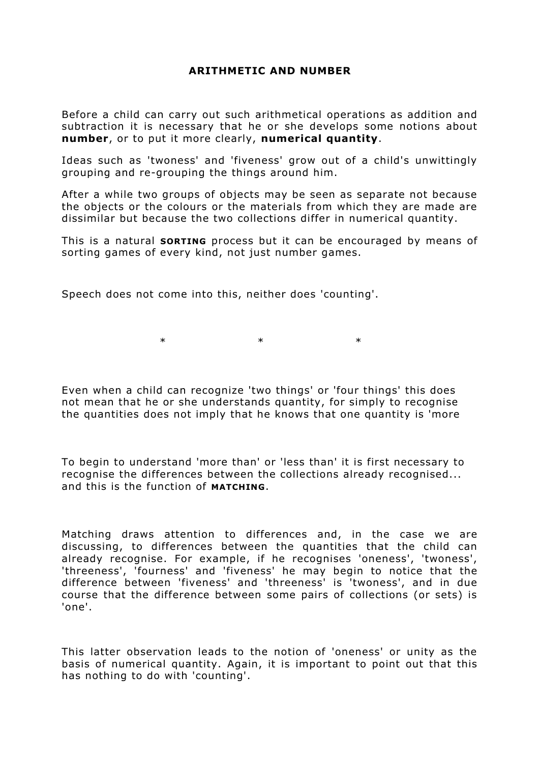# ARITHMETIC AND NUMBER

Before a child can carry out such arithmetical operations as addition and subtraction it is necessary that he or she develops some notions about **number**, or to put it more clearly, **numerical quantity**.

Ideas such as 'twoness' and 'fiveness' grow out of a child's unwittingly grouping and re-grouping the things around him.

After a while two groups of objects may be seen as separate not because the objects or the colours or the materials from which they are made are dissimilar but because the two collections differ in numerical quantity.

This is a natural **SORTING** process but it can be encouraged by means of sorting games of every kind, not just number games.

Speech does not come into this, neither does 'counting'.

\*   \*   \*

Even when a child can recognize 'two things' or 'four things' this does not mean that he or she understands quantity, for simply to recognise the quantities does not imply that he knows that one quantity is 'more

To begin to understand 'more than' or 'less than' it is first necessary to recognise the differences between the collections already recognised... and this is the function of **MATCHING**.

Matching draws attention to differences and, in the case we are discussing, to differences between the quantities that the child can already recognise. For example, if he recognises 'oneness', 'twoness', 'threeness', 'fourness' and 'fiveness' he may begin to notice that the difference between 'fiveness' and 'threeness' is 'twoness', and in due course that the difference between some pairs of collections (or sets) is 'one'.

This latter observation leads to the notion of 'oneness' or unity as the basis of numerical quantity. Again, it is important to point out that this has nothing to do with 'counting'.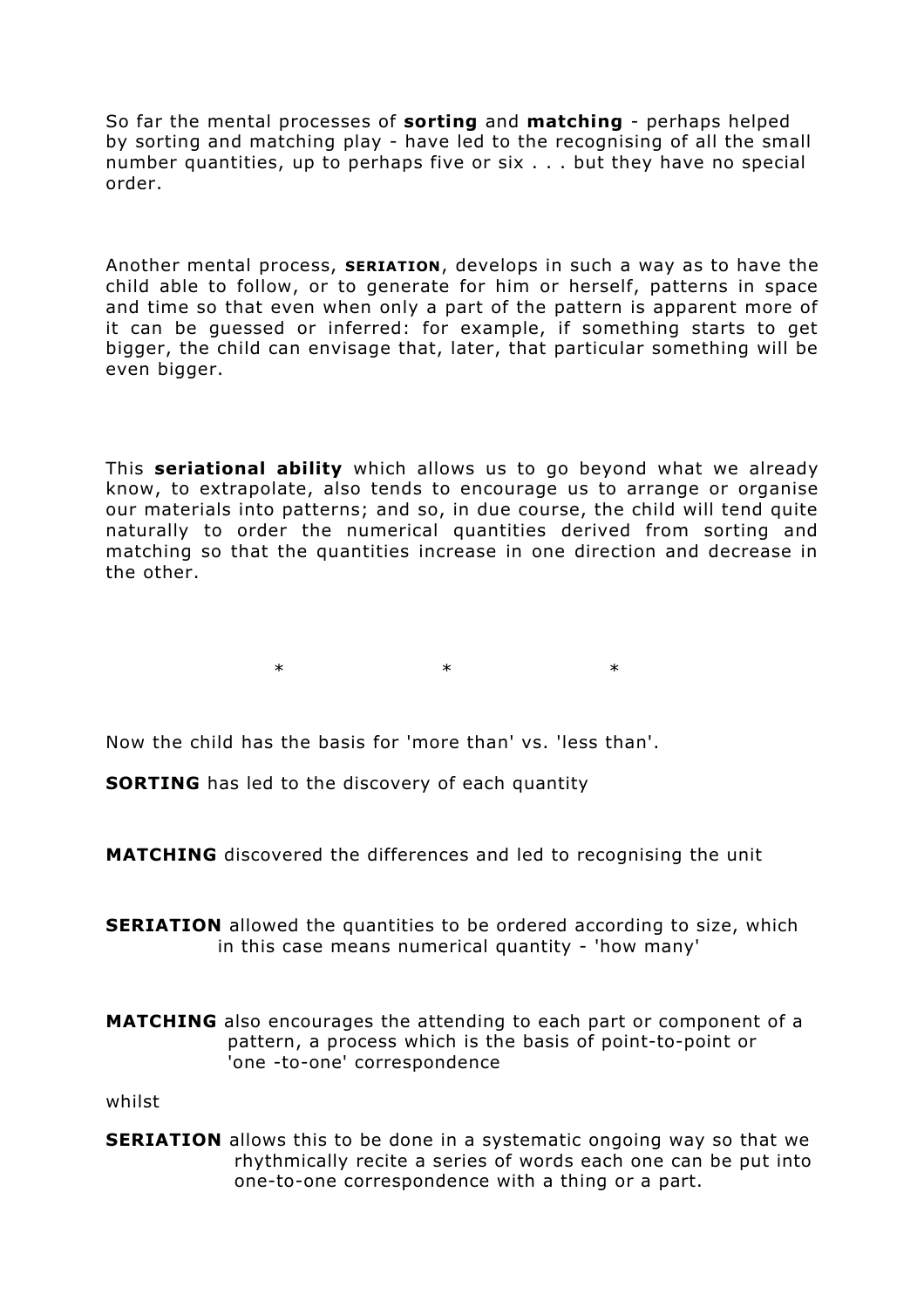So far the mental processes of **sorting** and **matching** - perhaps helped by sorting and matching play - have led to the recognising of all the small number quantities, up to perhaps five or six . . . but they have no special order.

Another mental process, **SERIATION**, develops in such a way as to have the child able to follow, or to generate for him or herself, patterns in space and time so that even when only a part of the pattern is apparent more of it can be guessed or inferred: for example, if something starts to get bigger, the child can envisage that, later, that particular something will be even bigger.

This **seriational ability** which allows us to go beyond what we already know, to extrapolate, also tends to encourage us to arrange or organise our materials into patterns; and so, in due course, the child will tend quite naturally to order the numerical quantities derived from sorting and matching so that the quantities increase in one direction and decrease in the other.

\*                    \*                    \*

Now the child has the basis for 'more than' vs. 'less than'.

**SORTING** has led to the discovery of each quantity

**MATCHING** discovered the differences and led to recognising the unit

**SERIATION** allowed the quantities to be ordered according to size, which in this case means numerical quantity - 'how many'

**MATCHING** also encourages the attending to each part or component of a pattern, a process which is the basis of point-to-point or 'one -to-one' correspondence

whilst

**SERIATION** allows this to be done in a systematic ongoing way so that we rhythmically recite a series of words each one can be put into one-to-one correspondence with a thing or a part.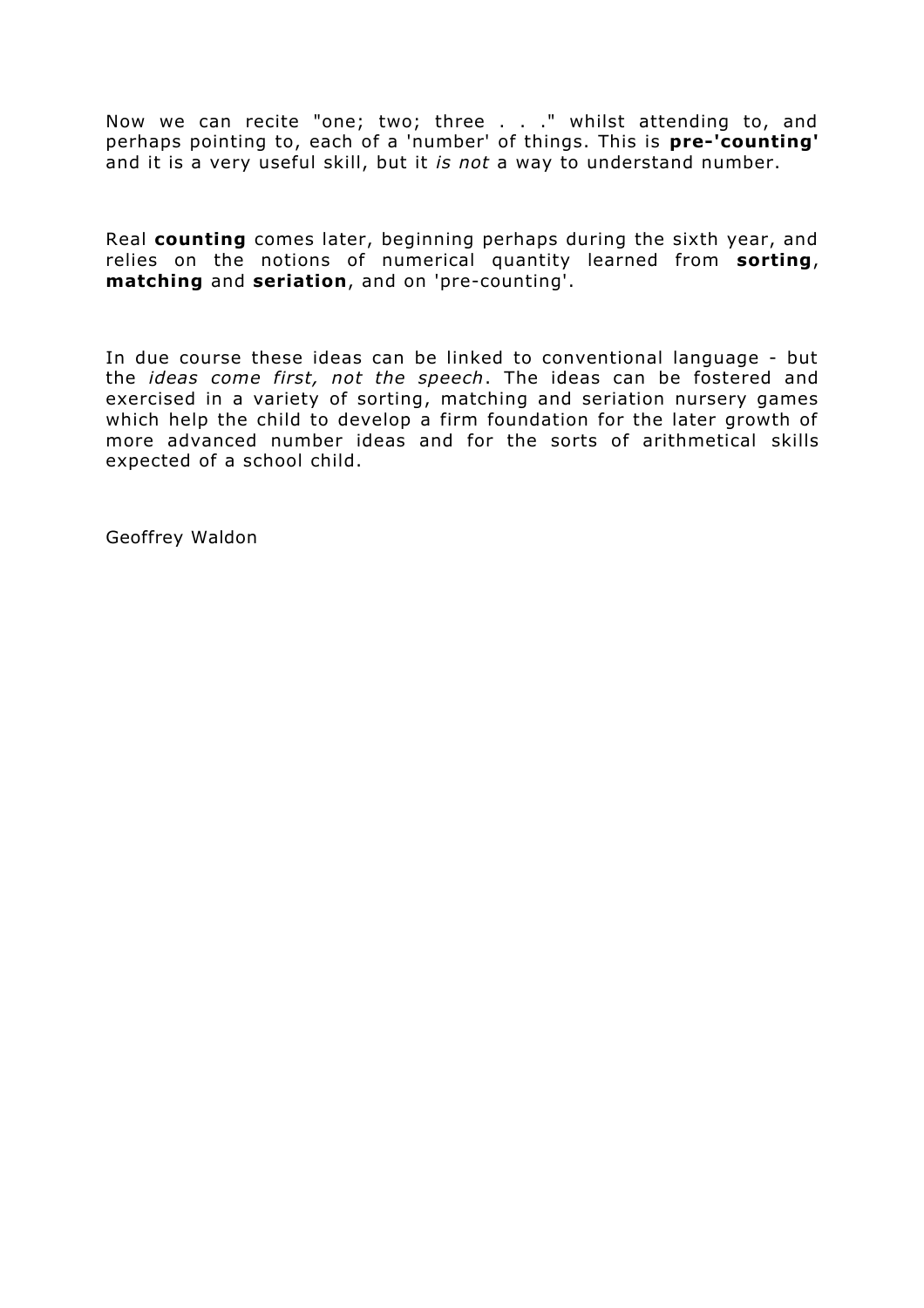Now we can recite "one; two; three . . ." whilst attending to, and perhaps pointing to, each of a 'number' of things. This is **pre-'counting'** and it is a very useful skill, but it *is not* a way to understand number.

Real **counting** comes later, beginning perhaps during the sixth year, and relies on the notions of numerical quantity learned from **sorting**, **matching** and **seriation**, and on 'pre-counting'.

In due course these ideas can be linked to conventional language - but the *ideas come first, not the speech*. The ideas can be fostered and exercised in a variety of sorting, matching and seriation nursery games which help the child to develop a firm foundation for the later growth of more advanced number ideas and for the sorts of arithmetical skills expected of a school child.

Geoffrey Waldon